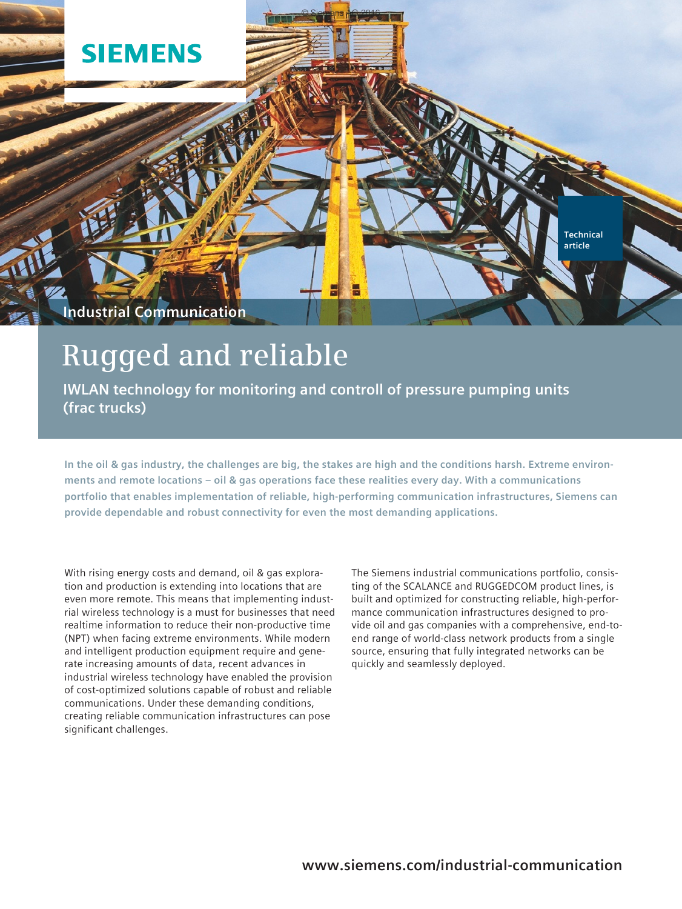SIEMENS

Technical article

Industrial Communication

# Rugged and reliable

## IWLAN technology for monitoring and controll of pressure pumping units (frac trucks)

**In the oil & gas industry, the challenges are big, the stakes are high and the conditions harsh. Extreme environments and remote locations – oil & gas operations face these realities every day. With a communications portfolio that enables implementation of reliable, high-performing communication infrastructures, Siemens can provide dependable and robust connectivity for even the most demanding applications.**

With rising energy costs and demand, oil & gas exploration and production is extending into locations that are even more remote. This means that implementing industrial wireless technology is a must for businesses that need realtime information to reduce their non-productive time (NPT) when facing extreme environments. While modern and intelligent production equipment require and generate increasing amounts of data, recent advances in industrial wireless technology have enabled the provision of cost-optimized solutions capable of robust and reliable communications. Under these demanding conditions, creating reliable communication infrastructures can pose significant challenges.

The Siemens industrial communications portfolio, consisting of the SCALANCE and RUGGEDCOM product lines, is built and optimized for constructing reliable, high-performance communication infrastructures designed to provide oil and gas companies with a comprehensive, end-to-end range of world-class network products from a single source, ensuring that fully integrated networks can be quickly and seamlessly deployed.

www.siemens.com/industrial-communication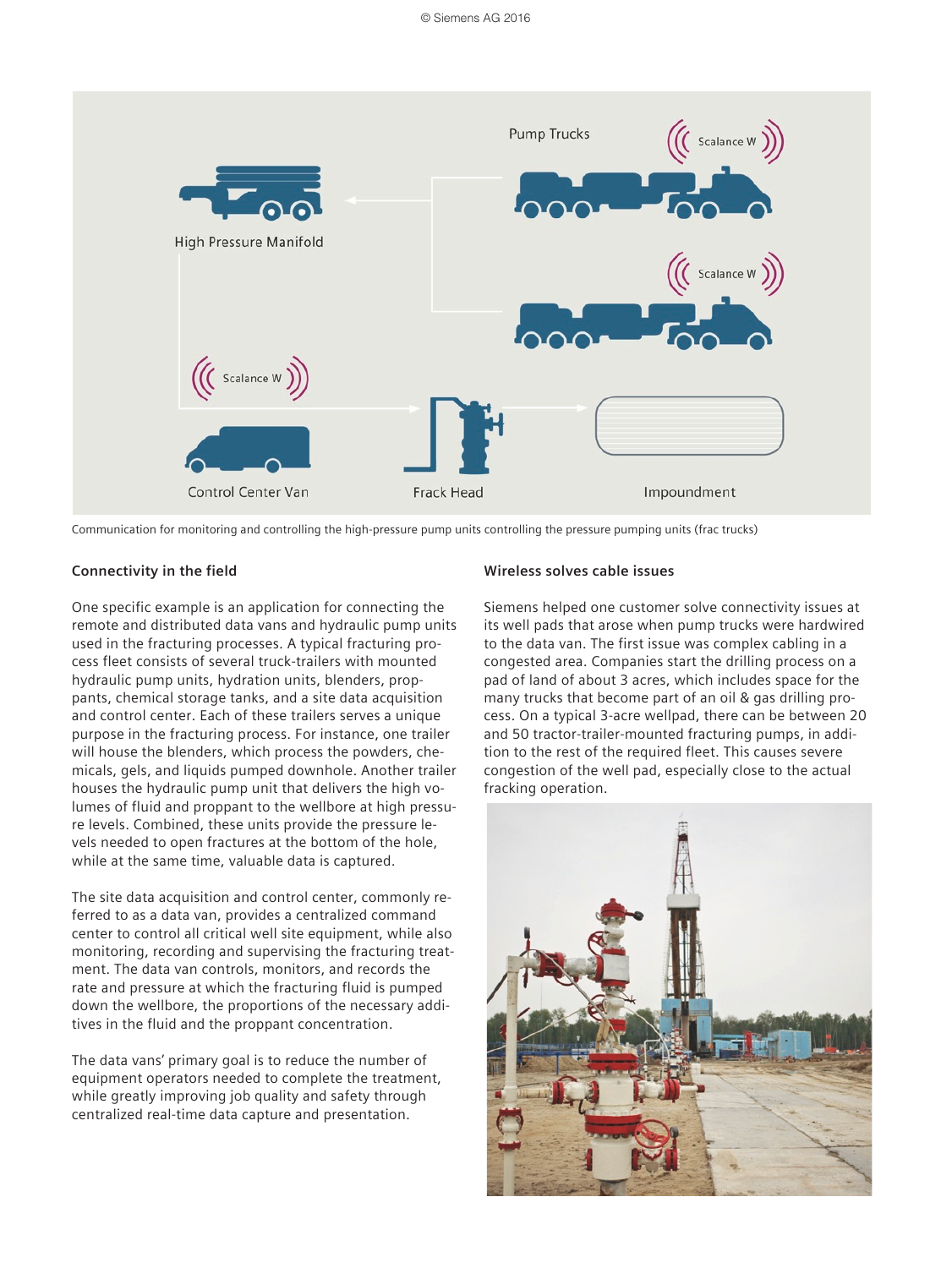Communication for monitoring and controlling the high-pressure pump units controlling the pressure pumping units (frac trucks)

### Connectivity in the field

One specific example is an application for connecting the remote and distributed data vans and hydraulic pump units used in the fracturing processes. A typical fracturing process fleet consists of several truck-trailers with mounted hydraulic pump units, hydration units, blenders, proppants, chemical storage tanks, and a site data acquisition and control center. Each of these trailers serves a unique purpose in the fracturing process. For instance, one trailer will house the blenders, which process the powders, chemicals, gels, and liquids pumped downhole. Another trailer houses the hydraulic pump unit that delivers the high volumes of fluid and proppant to the wellbore at high pressure levels. Combined, these units provide the pressure levels needed to open fractures at the bottom of the hole, while at the same time, valuable data is captured.

The site data acquisition and control center, commonly referred to as a data van, provides a centralized command center to control all critical well site equipment, while also monitoring, recording and supervising the fracturing treatment. The data van controls, monitors, and records the rate and pressure at which the fracturing fluid is pumped down the wellbore, the proportions of the necessary additives in the fluid and the proppant concentration.

The data vans' primary goal is to reduce the number of equipment operators needed to complete the treatment, while greatly improving job quality and safety through centralized real-time data capture and presentation.

### Wireless solves cable issues

Siemens helped one customer solve connectivity issues at its well pads that arose when pump trucks were hardwired to the data van. The first issue was complex cabling in a congested area. Companies start the drilling process on a pad of land of about 3 acres, which includes space for the many trucks that become part of an oil & gas drilling process. On a typical 3-acre wellpad, there can be between 20 and 50 tractor-trailer-mounted fracturing pumps, in addition to the rest of the required fleet. This causes severe congestion of the well pad, especially close to the actual fracking operation.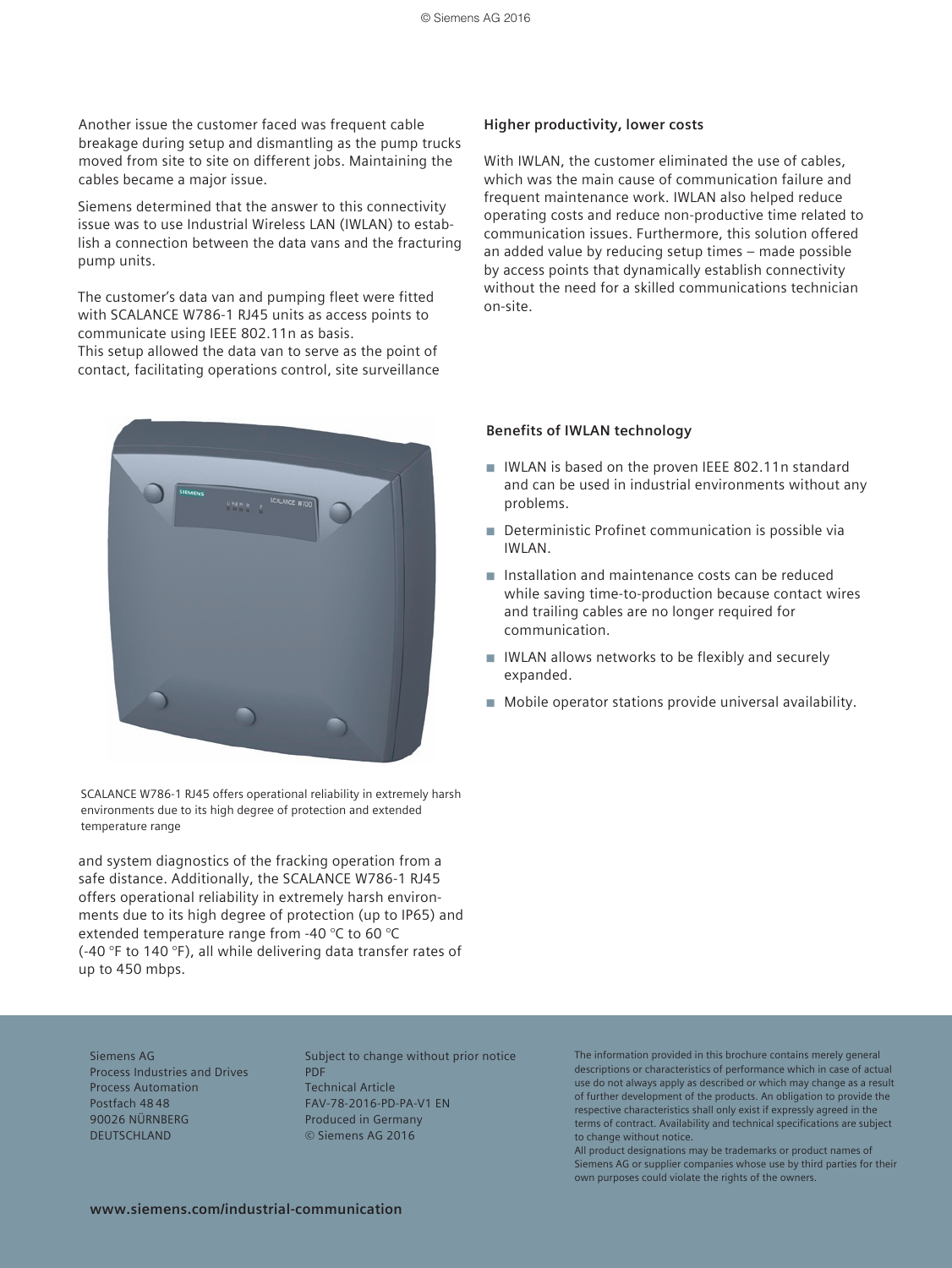Another issue the customer faced was frequent cable breakage during setup and dismantling as the pump trucks moved from site to site on different jobs. Maintaining the cables became a major issue.

Siemens determined that the answer to this connectivity issue was to use Industrial Wireless LAN (IWLAN) to establish a connection between the data vans and the fracturing pump units.

The customer's data van and pumping fleet were fitted with SCALANCE W786-1 RJ45 units as access points to communicate using IEEE 802.11n as basis.
This setup allowed the data van to serve as the point of contact, facilitating operations control, site surveillance and system diagnostics of the fracking operation from a safe distance. Additionally, the SCALANCE W786-1 RJ45 offers operational reliability in extremely harsh environments due to its high degree of protection (up to IP65) and extended temperature range from -40 °C to 60 °C (-40 °F to 140 °F), all while delivering data transfer rates of up to 450 mbps.

SCALANCE W786-1 RJ45 offers operational reliability in extremely harsh environments due to its high degree of protection and extended temperature range

**Higher productivity, lower costs**

With IWLAN, the customer eliminated the use of cables, which was the main cause of communication failure and frequent maintenance work. IWLAN also helped reduce operating costs and reduce non-productive time related to communication issues. Furthermore, this solution offered an added value by reducing setup times – made possible by access points that dynamically establish connectivity without the need for a skilled communications technician on-site.

**Benefits of IWLAN technology**

- IWLAN is based on the proven IEEE 802.11n standard and can be used in industrial environments without any problems.
- Deterministic Profinet communication is possible via IWLAN.
- Installation and maintenance costs can be reduced while saving time-to-production because contact wires and trailing cables are no longer required for communication.
- IWLAN allows networks to be flexibly and securely expanded.
- Mobile operator stations provide universal availability.

Siemens AG
Process Industries and Drives
Process Automation
Postfach 48 48
90026 NÜRNBERG
DEUTSCHLAND

Subject to change without prior notice
PDF
Technical Article
FAV-78-2016-PD-PA-V1 EN
Produced in Germany
© Siemens AG 2016

The information provided in this brochure contains merely general descriptions or characteristics of performance which in case of actual use do not always apply as described or which may change as a result of further development of the products. An obligation to provide the respective characteristics shall only exist if expressly agreed in the terms of contract. Availability and technical specifications are subject to change without notice.
All product designations may be trademarks or product names of Siemens AG or supplier companies whose use by third parties for their own purposes could violate the rights of the owners.

**www.siemens.com/industrial-communication**